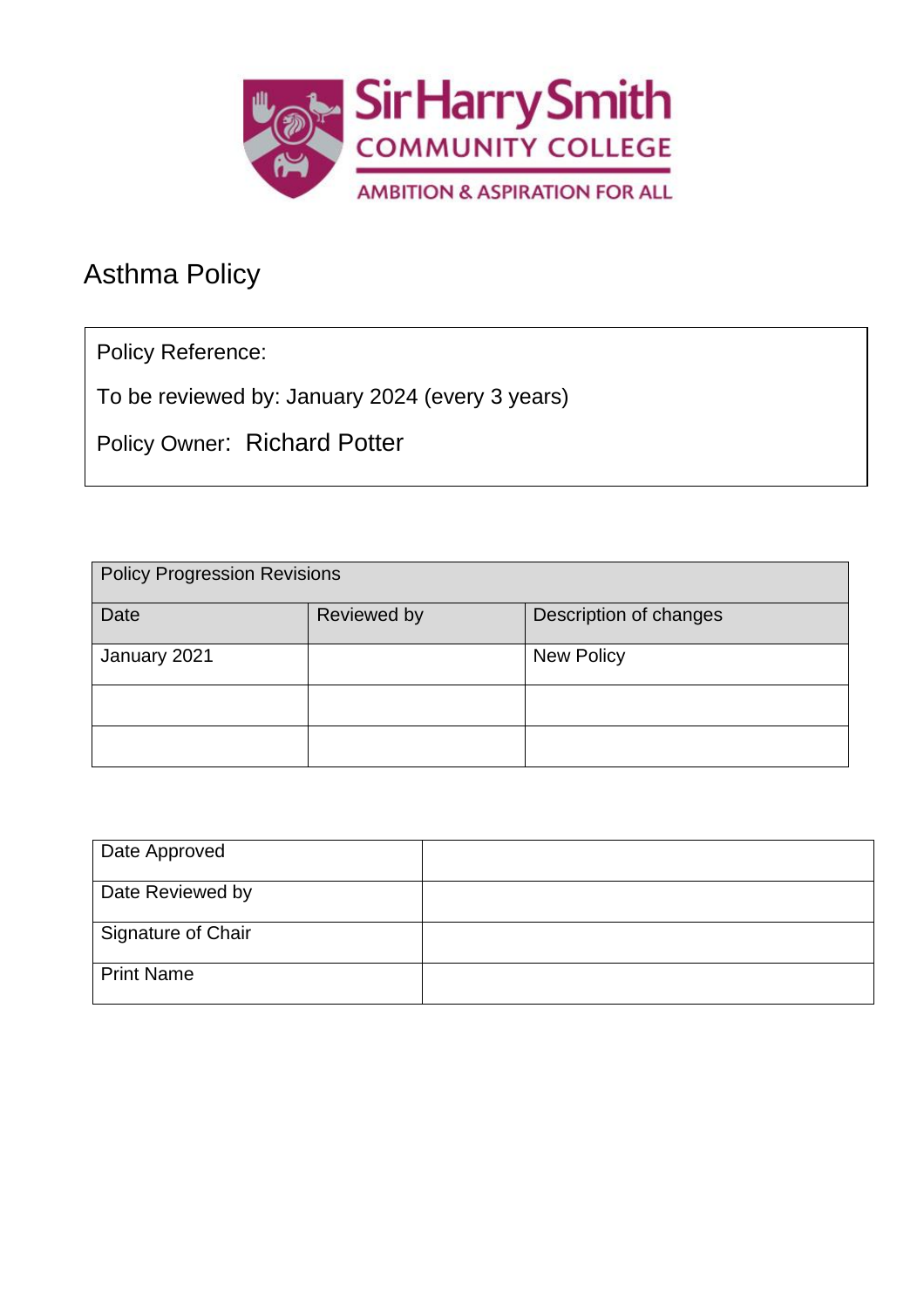Sir Harry Smith
COMMUNITY COLLEGE
AMBITION & ASPIRATION FOR ALL

# Asthma Policy

| Policy Reference: |
|---|
| To be reviewed by: January 2024 (every 3 years) |
| Policy Owner: Richard Potter |

| Policy Progression Revisions | | |
|---|---|---|
| Date | Reviewed by | Description of changes |
| January 2021 | | New Policy |
| | | |
| | | |

| Date Approved | |
|---|---|
| Date Reviewed by | |
| Signature of Chair | |
| Print Name | |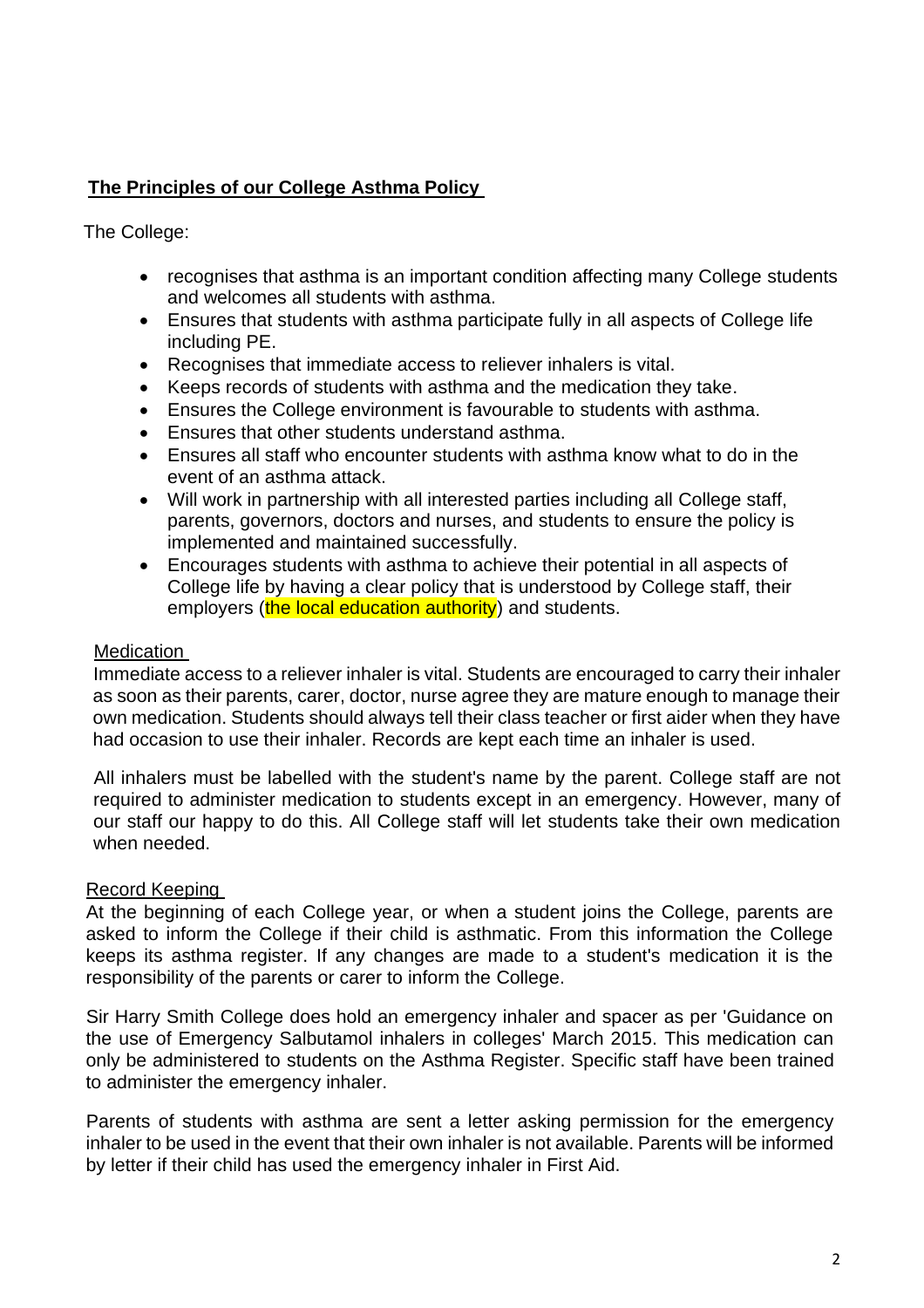## **The Principles of our College Asthma Policy**

The College:

- recognises that asthma is an important condition affecting many College students and welcomes all students with asthma.
- Ensures that students with asthma participate fully in all aspects of College life including PE.
- Recognises that immediate access to reliever inhalers is vital.
- Keeps records of students with asthma and the medication they take.
- Ensures the College environment is favourable to students with asthma.
- Ensures that other students understand asthma.
- Ensures all staff who encounter students with asthma know what to do in the event of an asthma attack.
- Will work in partnership with all interested parties including all College staff, parents, governors, doctors and nurses, and students to ensure the policy is implemented and maintained successfully.
- Encourages students with asthma to achieve their potential in all aspects of College life by having a clear policy that is understood by College staff, their employers (the local education authority) and students.

### Medication

Immediate access to a reliever inhaler is vital. Students are encouraged to carry their inhaler as soon as their parents, carer, doctor, nurse agree they are mature enough to manage their own medication. Students should always tell their class teacher or first aider when they have had occasion to use their inhaler. Records are kept each time an inhaler is used.

All inhalers must be labelled with the student's name by the parent. College staff are not required to administer medication to students except in an emergency. However, many of our staff our happy to do this. All College staff will let students take their own medication when needed.

### Record Keeping

At the beginning of each College year, or when a student joins the College, parents are asked to inform the College if their child is asthmatic. From this information the College keeps its asthma register. If any changes are made to a student's medication it is the responsibility of the parents or carer to inform the College.

Sir Harry Smith College does hold an emergency inhaler and spacer as per 'Guidance on the use of Emergency Salbutamol inhalers in colleges' March 2015. This medication can only be administered to students on the Asthma Register. Specific staff have been trained to administer the emergency inhaler.

Parents of students with asthma are sent a letter asking permission for the emergency inhaler to be used in the event that their own inhaler is not available. Parents will be informed by letter if their child has used the emergency inhaler in First Aid.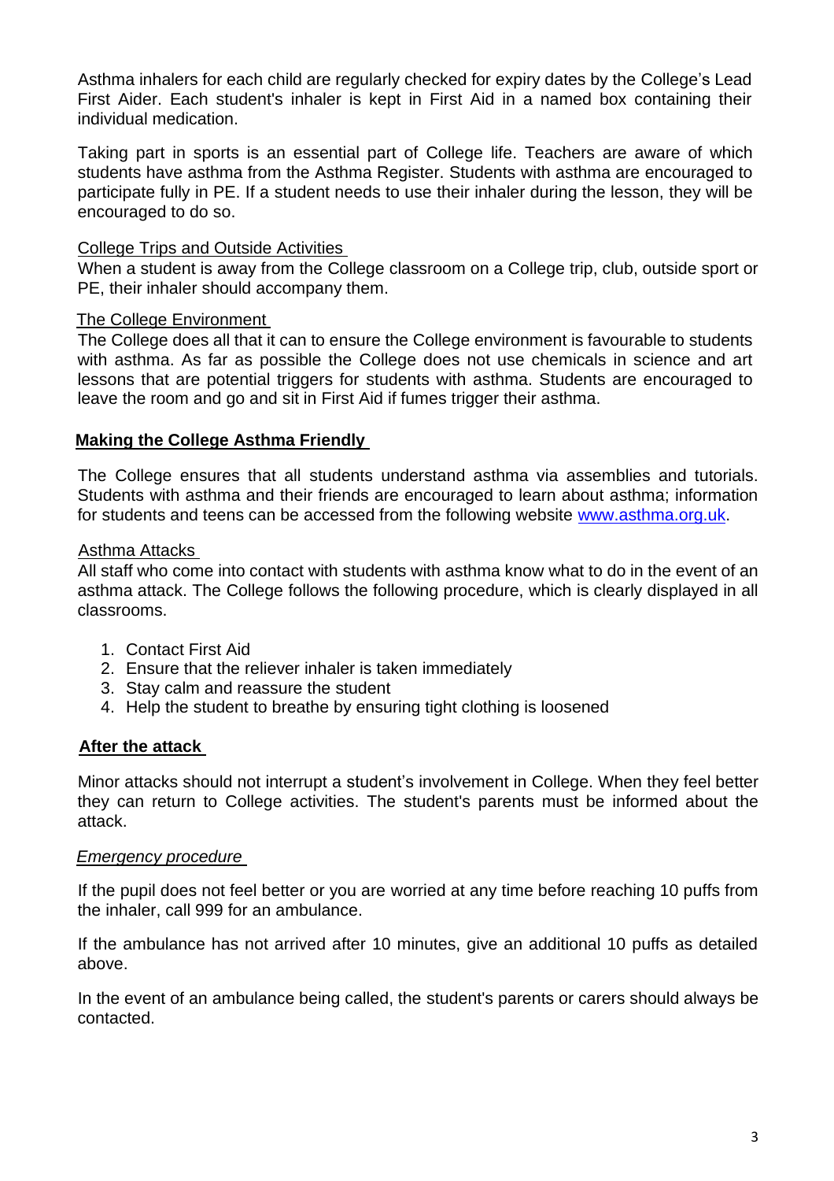Asthma inhalers for each child are regularly checked for expiry dates by the College's Lead First Aider. Each student's inhaler is kept in First Aid in a named box containing their individual medication.

Taking part in sports is an essential part of College life. Teachers are aware of which students have asthma from the Asthma Register. Students with asthma are encouraged to participate fully in PE. If a student needs to use their inhaler during the lesson, they will be encouraged to do so.

### College Trips and Outside Activities

When a student is away from the College classroom on a College trip, club, outside sport or PE, their inhaler should accompany them.

### The College Environment

The College does all that it can to ensure the College environment is favourable to students with asthma. As far as possible the College does not use chemicals in science and art lessons that are potential triggers for students with asthma. Students are encouraged to leave the room and go and sit in First Aid if fumes trigger their asthma.

## Making the College Asthma Friendly

The College ensures that all students understand asthma via assemblies and tutorials. Students with asthma and their friends are encouraged to learn about asthma; information for students and teens can be accessed from the following website www.asthma.org.uk.

### Asthma Attacks

All staff who come into contact with students with asthma know what to do in the event of an asthma attack. The College follows the following procedure, which is clearly displayed in all classrooms.

1. Contact First Aid
2. Ensure that the reliever inhaler is taken immediately
3. Stay calm and reassure the student
4. Help the student to breathe by ensuring tight clothing is loosened

## After the attack

Minor attacks should not interrupt a student's involvement in College. When they feel better they can return to College activities. The student's parents must be informed about the attack.

### *Emergency procedure*

If the pupil does not feel better or you are worried at any time before reaching 10 puffs from the inhaler, call 999 for an ambulance.

If the ambulance has not arrived after 10 minutes, give an additional 10 puffs as detailed above.

In the event of an ambulance being called, the student's parents or carers should always be contacted.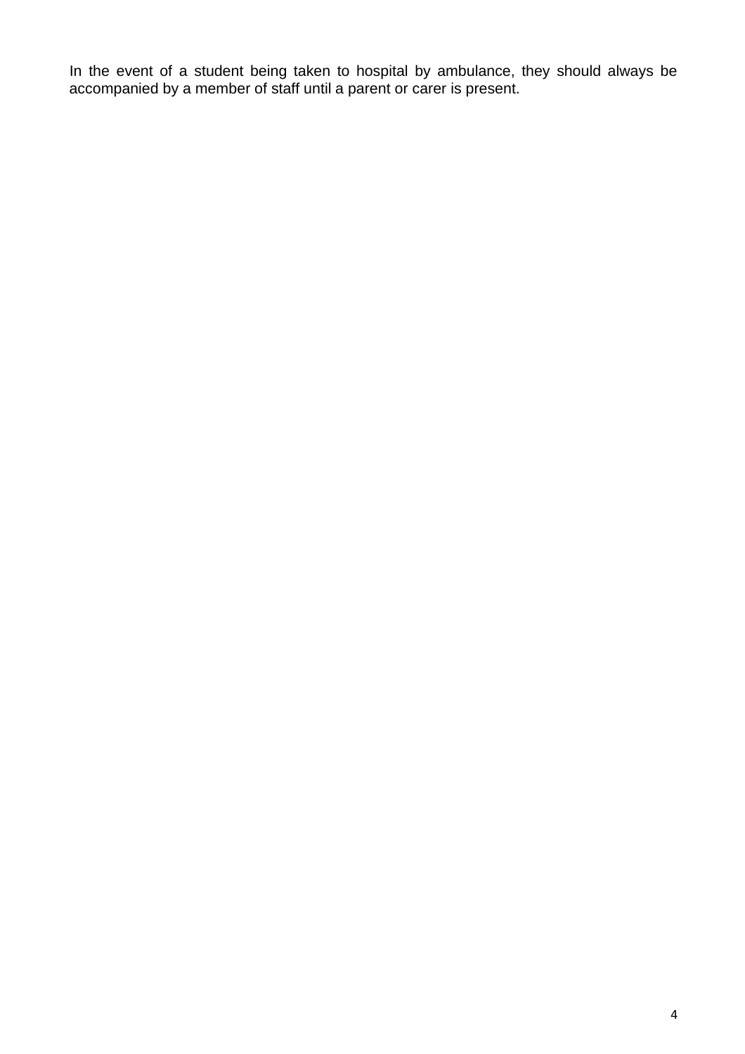In the event of a student being taken to hospital by ambulance, they should always be accompanied by a member of staff until a parent or carer is present.